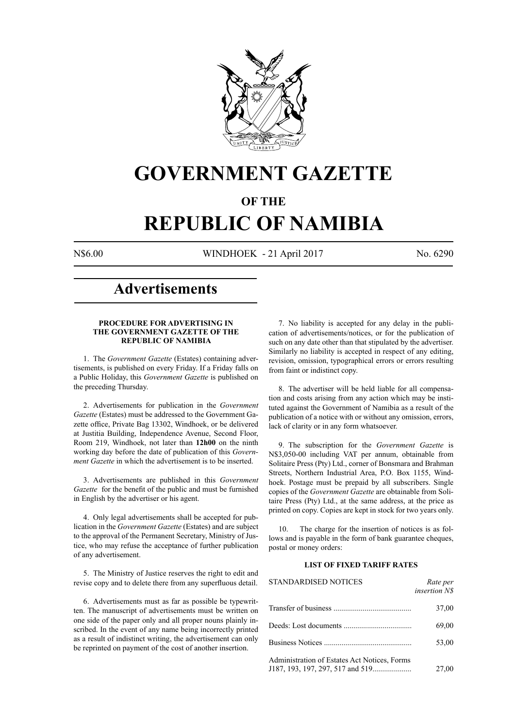# GOVERNMENT GAZETTE

## OF THE

# REPUBLIC OF NAMIBIA

N$6.00 WINDHOEK - 21 April 2017 No. 6290

## Advertisements

### PROCEDURE FOR ADVERTISING IN THE GOVERNMENT GAZETTE OF THE REPUBLIC OF NAMIBIA

1. The *Government Gazette* (Estates) containing advertisements, is published on every Friday. If a Friday falls on a Public Holiday, this *Government Gazette* is published on the preceding Thursday.

2. Advertisements for publication in the *Government Gazette* (Estates) must be addressed to the Government Gazette office, Private Bag 13302, Windhoek, or be delivered at Justitia Building, Independence Avenue, Second Floor, Room 219, Windhoek, not later than **12h00** on the ninth working day before the date of publication of this *Government Gazette* in which the advertisement is to be inserted.

3. Advertisements are published in this *Government Gazette* for the benefit of the public and must be furnished in English by the advertiser or his agent.

4. Only legal advertisements shall be accepted for publication in the *Government Gazette* (Estates) and are subject to the approval of the Permanent Secretary, Ministry of Justice, who may refuse the acceptance of further publication of any advertisement.

5. The Ministry of Justice reserves the right to edit and revise copy and to delete there from any superfluous detail.

6. Advertisements must as far as possible be typewritten. The manuscript of advertisements must be written on one side of the paper only and all proper nouns plainly inscribed. In the event of any name being incorrectly printed as a result of indistinct writing, the advertisement can only be reprinted on payment of the cost of another insertion.

7. No liability is accepted for any delay in the publication of advertisements/notices, or for the publication of such on any date other than that stipulated by the advertiser. Similarly no liability is accepted in respect of any editing, revision, omission, typographical errors or errors resulting from faint or indistinct copy.

8. The advertiser will be held liable for all compensation and costs arising from any action which may be instituted against the Government of Namibia as a result of the publication of a notice with or without any omission, errors, lack of clarity or in any form whatsoever.

9. The subscription for the *Government Gazette* is N$3,050-00 including VAT per annum, obtainable from Solitaire Press (Pty) Ltd., corner of Bonsmara and Brahman Streets, Northern Industrial Area, P.O. Box 1155, Windhoek. Postage must be prepaid by all subscribers. Single copies of the *Government Gazette* are obtainable from Solitaire Press (Pty) Ltd., at the same address, at the price as printed on copy. Copies are kept in stock for two years only.

10. The charge for the insertion of notices is as follows and is payable in the form of bank guarantee cheques, postal or money orders:

### LIST OF FIXED TARIFF RATES

| STANDARDISED NOTICES | *Rate per insertion N$* |
|---|---|
| Transfer of business | 37,00 |
| Deeds: Lost documents | 69,00 |
| Business Notices | 53,00 |
| Administration of Estates Act Notices, Forms J187, 193, 197, 297, 517 and 519 | 27,00 |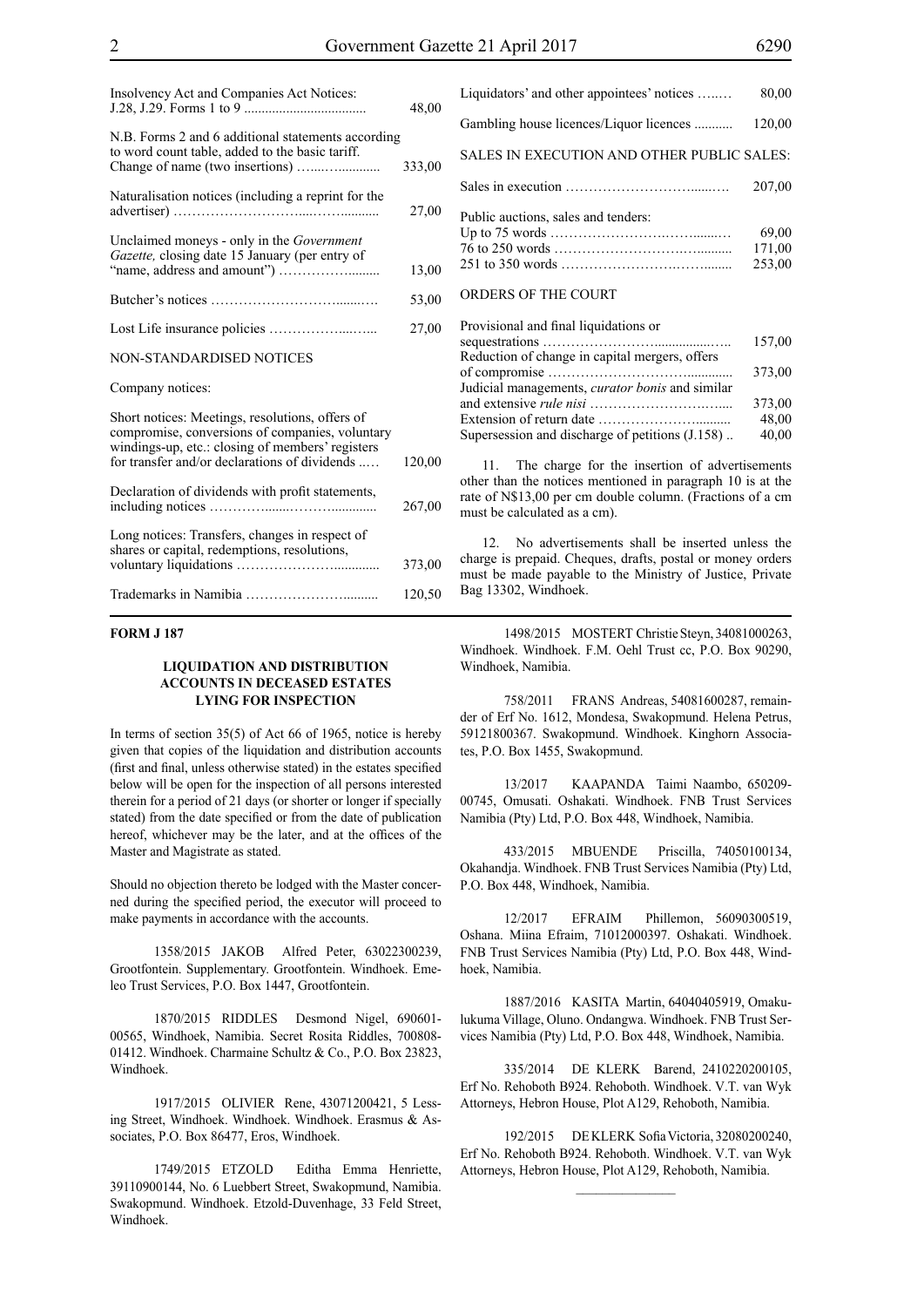| | |
|---|---|
| Insolvency Act and Companies Act Notices: J.28, J.29. Forms 1 to 9 | 48,00 |
| N.B. Forms 2 and 6 additional statements according to word count table, added to the basic tariff. Change of name (two insertions) | 333,00 |
| Naturalisation notices (including a reprint for the advertiser) | 27,00 |
| Unclaimed moneys - only in the *Government Gazette,* closing date 15 January (per entry of "name, address and amount") | 13,00 |
| Butcher's notices | 53,00 |
| Lost Life insurance policies | 27,00 |

NON-STANDARDISED NOTICES

Company notices:

| | |
|---|---|
| Short notices: Meetings, resolutions, offers of compromise, conversions of companies, voluntary windings-up, etc.: closing of members' registers for transfer and/or declarations of dividends | 120,00 |
| Declaration of dividends with profit statements, including notices | 267,00 |
| Long notices: Transfers, changes in respect of shares or capital, redemptions, resolutions, voluntary liquidations | 373,00 |
| Trademarks in Namibia | 120,50 |
| Liquidators' and other appointees' notices | 80,00 |
| Gambling house licences/Liquor licences | 120,00 |

SALES IN EXECUTION AND OTHER PUBLIC SALES:

| | |
|---|---|
| Sales in execution | 207,00 |
| Public auctions, sales and tenders: | |
| Up to 75 words | 69,00 |
| 76 to 250 words | 171,00 |
| 251 to 350 words | 253,00 |

ORDERS OF THE COURT

| | |
|---|---|
| Provisional and final liquidations or sequestrations | 157,00 |
| Reduction of change in capital mergers, offers of compromise | 373,00 |
| Judicial managements, *curator bonis* and similar and extensive *rule nisi* | 373,00 |
| Extension of return date | 48,00 |
| Supersession and discharge of petitions (J.158) | 40,00 |

11. The charge for the insertion of advertisements other than the notices mentioned in paragraph 10 is at the rate of N$13,00 per cm double column. (Fractions of a cm must be calculated as a cm).

12. No advertisements shall be inserted unless the charge is prepaid. Cheques, drafts, postal or money orders must be made payable to the Ministry of Justice, Private Bag 13302, Windhoek.

**FORM J 187**

**LIQUIDATION AND DISTRIBUTION ACCOUNTS IN DECEASED ESTATES LYING FOR INSPECTION**

In terms of section 35(5) of Act 66 of 1965, notice is hereby given that copies of the liquidation and distribution accounts (first and final, unless otherwise stated) in the estates specified below will be open for the inspection of all persons interested therein for a period of 21 days (or shorter or longer if specially stated) from the date specified or from the date of publication hereof, whichever may be the later, and at the offices of the Master and Magistrate as stated.

Should no objection thereto be lodged with the Master concerned during the specified period, the executor will proceed to make payments in accordance with the accounts.

1358/2015 JAKOB Alfred Peter, 63022300239, Grootfontein. Supplementary. Grootfontein. Windhoek. Emeleo Trust Services, P.O. Box 1447, Grootfontein.

1870/2015 RIDDLES Desmond Nigel, 690601-00565, Windhoek, Namibia. Secret Rosita Riddles, 700808-01412. Windhoek. Charmaine Schultz & Co., P.O. Box 23823, Windhoek.

1917/2015 OLIVIER Rene, 43071200421, 5 Lessing Street, Windhoek. Windhoek. Windhoek. Erasmus & Associates, P.O. Box 86477, Eros, Windhoek.

1749/2015 ETZOLD Editha Emma Henriette, 39110900144, No. 6 Luebbert Street, Swakopmund, Namibia. Swakopmund. Windhoek. Etzold-Duvenhage, 33 Feld Street, Windhoek.

1498/2015 MOSTERT Christie Steyn, 34081000263, Windhoek. Windhoek. F.M. Oehl Trust cc, P.O. Box 90290, Windhoek, Namibia.

758/2011 FRANS Andreas, 54081600287, remainder of Erf No. 1612, Mondesa, Swakopmund. Helena Petrus, 59121800367. Swakopmund. Windhoek. Kinghorn Associates, P.O. Box 1455, Swakopmund.

13/2017 KAAPANDA Taimi Naambo, 650209-00745, Omusati. Oshakati. Windhoek. FNB Trust Services Namibia (Pty) Ltd, P.O. Box 448, Windhoek, Namibia.

433/2015 MBUENDE Priscilla, 74050100134, Okahandja. Windhoek. FNB Trust Services Namibia (Pty) Ltd, P.O. Box 448, Windhoek, Namibia.

12/2017 EFRAIM Phillemon, 56090300519, Oshana. Miina Efraim, 71012000397. Oshakati. Windhoek. FNB Trust Services Namibia (Pty) Ltd, P.O. Box 448, Windhoek, Namibia.

1887/2016 KASITA Martin, 64040405919, Omakulukuma Village, Oluno. Ondangwa. Windhoek. FNB Trust Services Namibia (Pty) Ltd, P.O. Box 448, Windhoek, Namibia.

335/2014 DE KLERK Barend, 2410220200105, Erf No. Rehoboth B924. Rehoboth. Windhoek. V.T. van Wyk Attorneys, Hebron House, Plot A129, Rehoboth, Namibia.

192/2015 DE KLERK Sofia Victoria, 32080200240, Erf No. Rehoboth B924. Rehoboth. Windhoek. V.T. van Wyk Attorneys, Hebron House, Plot A129, Rehoboth, Namibia.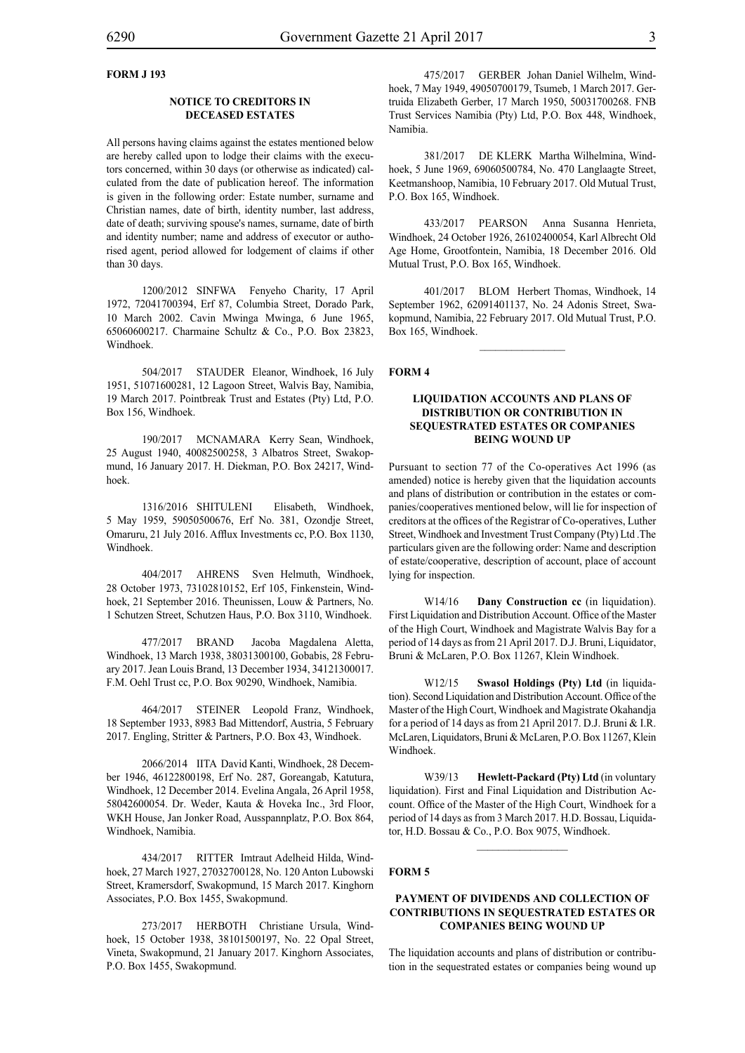**FORM J 193**

### NOTICE TO CREDITORS IN DECEASED ESTATES

All persons having claims against the estates mentioned below are hereby called upon to lodge their claims with the executors concerned, within 30 days (or otherwise as indicated) calculated from the date of publication hereof. The information is given in the following order: Estate number, surname and Christian names, date of birth, identity number, last address, date of death; surviving spouse's names, surname, date of birth and identity number; name and address of executor or authorised agent, period allowed for lodgement of claims if other than 30 days.

1200/2012 SINFWA Fenyeho Charity, 17 April 1972, 72041700394, Erf 87, Columbia Street, Dorado Park, 10 March 2002. Cavin Mwinga Mwinga, 6 June 1965, 65060600217. Charmaine Schultz & Co., P.O. Box 23823, Windhoek.

504/2017 STAUDER Eleanor, Windhoek, 16 July 1951, 51071600281, 12 Lagoon Street, Walvis Bay, Namibia, 19 March 2017. Pointbreak Trust and Estates (Pty) Ltd, P.O. Box 156, Windhoek.

190/2017 MCNAMARA Kerry Sean, Windhoek, 25 August 1940, 40082500258, 3 Albatros Street, Swakopmund, 16 January 2017. H. Diekman, P.O. Box 24217, Windhoek.

1316/2016 SHITULENI Elisabeth, Windhoek, 5 May 1959, 59050500676, Erf No. 381, Ozondje Street, Omaruru, 21 July 2016. Afflux Investments cc, P.O. Box 1130, Windhoek.

404/2017 AHRENS Sven Helmuth, Windhoek, 28 October 1973, 73102810152, Erf 105, Finkenstein, Windhoek, 21 September 2016. Theunissen, Louw & Partners, No. 1 Schutzen Street, Schutzen Haus, P.O. Box 3110, Windhoek.

477/2017 BRAND Jacoba Magdalena Aletta, Windhoek, 13 March 1938, 38031300100, Gobabis, 28 February 2017. Jean Louis Brand, 13 December 1934, 34121300017. F.M. Oehl Trust cc, P.O. Box 90290, Windhoek, Namibia.

464/2017 STEINER Leopold Franz, Windhoek, 18 September 1933, 8983 Bad Mittendorf, Austria, 5 February 2017. Engling, Stritter & Partners, P.O. Box 43, Windhoek.

2066/2014 IITA David Kanti, Windhoek, 28 December 1946, 46122800198, Erf No. 287, Goreangab, Katutura, Windhoek, 12 December 2014. Evelina Angala, 26 April 1958, 58042600054. Dr. Weder, Kauta & Hoveka Inc., 3rd Floor, WKH House, Jan Jonker Road, Ausspannplatz, P.O. Box 864, Windhoek, Namibia.

434/2017 RITTER Imtraut Adelheid Hilda, Windhoek, 27 March 1927, 27032700128, No. 120 Anton Lubowski Street, Kramersdorf, Swakopmund, 15 March 2017. Kinghorn Associates, P.O. Box 1455, Swakopmund.

273/2017 HERBOTH Christiane Ursula, Windhoek, 15 October 1938, 38101500197, No. 22 Opal Street, Vineta, Swakopmund, 21 January 2017. Kinghorn Associates, P.O. Box 1455, Swakopmund.

475/2017 GERBER Johan Daniel Wilhelm, Windhoek, 7 May 1949, 49050700179, Tsumeb, 1 March 2017. Gertruida Elizabeth Gerber, 17 March 1950, 50031700268. FNB Trust Services Namibia (Pty) Ltd, P.O. Box 448, Windhoek, Namibia.

381/2017 DE KLERK Martha Wilhelmina, Windhoek, 5 June 1969, 69060500784, No. 470 Langlaagte Street, Keetmanshoop, Namibia, 10 February 2017. Old Mutual Trust, P.O. Box 165, Windhoek.

433/2017 PEARSON Anna Susanna Henrieta, Windhoek, 24 October 1926, 26102400054, Karl Albrecht Old Age Home, Grootfontein, Namibia, 18 December 2016. Old Mutual Trust, P.O. Box 165, Windhoek.

401/2017 BLOM Herbert Thomas, Windhoek, 14 September 1962, 62091401137, No. 24 Adonis Street, Swakopmund, Namibia, 22 February 2017. Old Mutual Trust, P.O. Box 165, Windhoek.

**FORM 4**

### LIQUIDATION ACCOUNTS AND PLANS OF DISTRIBUTION OR CONTRIBUTION IN SEQUESTRATED ESTATES OR COMPANIES BEING WOUND UP

Pursuant to section 77 of the Co-operatives Act 1996 (as amended) notice is hereby given that the liquidation accounts and plans of distribution or contribution in the estates or companies/cooperatives mentioned below, will lie for inspection of creditors at the offices of the Registrar of Co-operatives, Luther Street, Windhoek and Investment Trust Company (Pty) Ltd .The particulars given are the following order: Name and description of estate/cooperative, description of account, place of account lying for inspection.

W14/16 **Dany Construction cc** (in liquidation). First Liquidation and Distribution Account. Office of the Master of the High Court, Windhoek and Magistrate Walvis Bay for a period of 14 days as from 21 April 2017. D.J. Bruni, Liquidator, Bruni & McLaren, P.O. Box 11267, Klein Windhoek.

W12/15 **Swasol Holdings (Pty) Ltd** (in liquidation). Second Liquidation and Distribution Account. Office of the Master of the High Court, Windhoek and Magistrate Okahandja for a period of 14 days as from 21 April 2017. D.J. Bruni & I.R. McLaren, Liquidators, Bruni & McLaren, P.O. Box 11267, Klein Windhoek.

W39/13 **Hewlett-Packard (Pty) Ltd** (in voluntary liquidation). First and Final Liquidation and Distribution Account. Office of the Master of the High Court, Windhoek for a period of 14 days as from 3 March 2017. H.D. Bossau, Liquidator, H.D. Bossau & Co., P.O. Box 9075, Windhoek.

**FORM 5**

### PAYMENT OF DIVIDENDS AND COLLECTION OF CONTRIBUTIONS IN SEQUESTRATED ESTATES OR COMPANIES BEING WOUND UP

The liquidation accounts and plans of distribution or contribution in the sequestrated estates or companies being wound up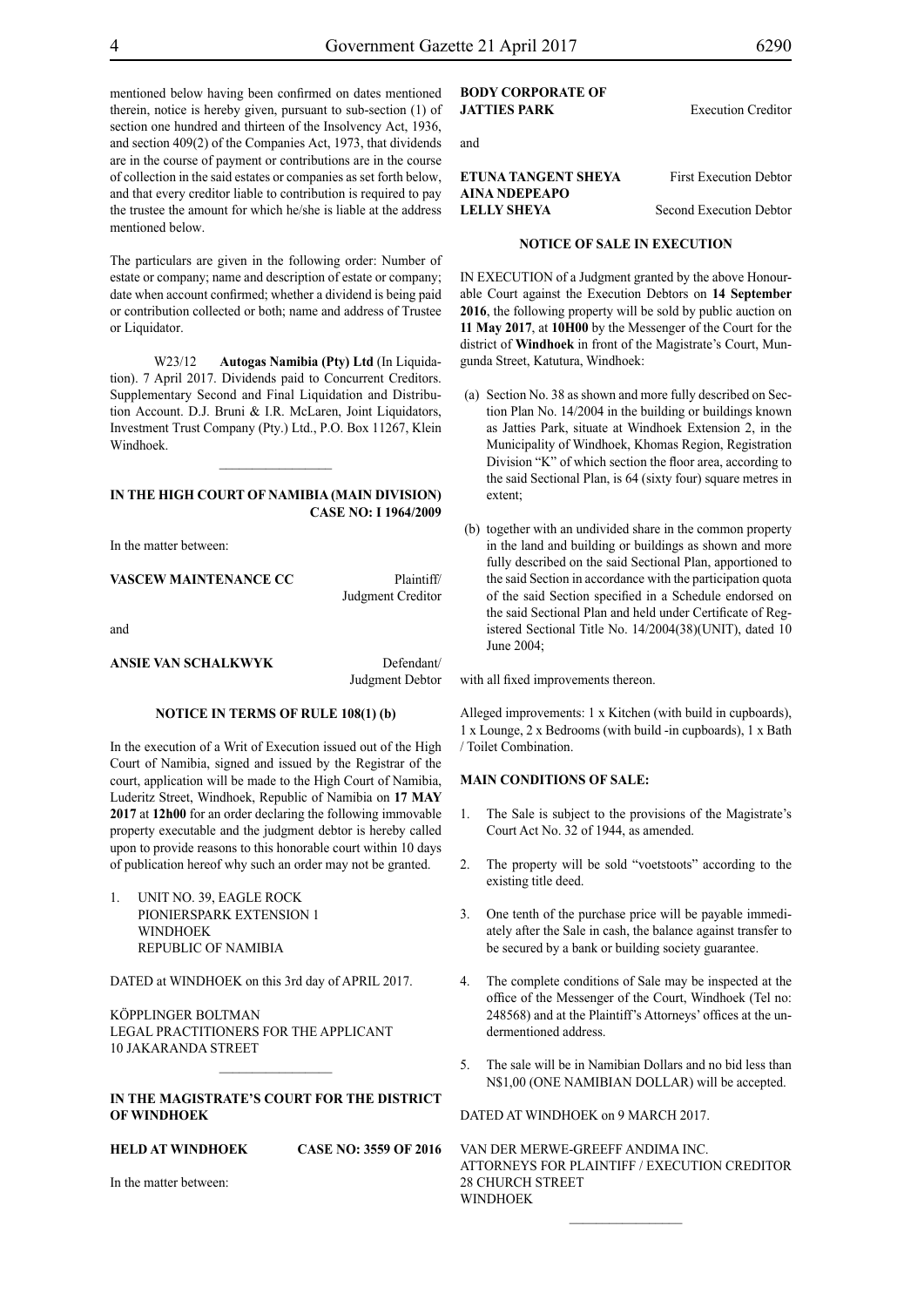mentioned below having been confirmed on dates mentioned therein, notice is hereby given, pursuant to sub-section (1) of section one hundred and thirteen of the Insolvency Act, 1936, and section 409(2) of the Companies Act, 1973, that dividends are in the course of payment or contributions are in the course of collection in the said estates or companies as set forth below, and that every creditor liable to contribution is required to pay the trustee the amount for which he/she is liable at the address mentioned below.

The particulars are given in the following order: Number of estate or company; name and description of estate or company; date when account confirmed; whether a dividend is being paid or contribution collected or both; name and address of Trustee or Liquidator.

W23/12 **Autogas Namibia (Pty) Ltd** (In Liquidation). 7 April 2017. Dividends paid to Concurrent Creditors. Supplementary Second and Final Liquidation and Distribution Account. D.J. Bruni & I.R. McLaren, Joint Liquidators, Investment Trust Company (Pty.) Ltd., P.O. Box 11267, Klein Windhoek.

---

**IN THE HIGH COURT OF NAMIBIA (MAIN DIVISION)**
**CASE NO: I 1964/2009**

In the matter between:

**VASCEW MAINTENANCE CC** — Plaintiff/ Judgment Creditor

and

**ANSIE VAN SCHALKWYK** — Defendant/ Judgment Debtor

**NOTICE IN TERMS OF RULE 108(1) (b)**

In the execution of a Writ of Execution issued out of the High Court of Namibia, signed and issued by the Registrar of the court, application will be made to the High Court of Namibia, Luderitz Street, Windhoek, Republic of Namibia on **17 MAY 2017** at **12h00** for an order declaring the following immovable property executable and the judgment debtor is hereby called upon to provide reasons to this honorable court within 10 days of publication hereof why such an order may not be granted.

1. UNIT NO. 39, EAGLE ROCK
   PIONIERSPARK EXTENSION 1
   WINDHOEK
   REPUBLIC OF NAMIBIA

DATED at WINDHOEK on this 3rd day of APRIL 2017.

KÖPPLINGER BOLTMAN
LEGAL PRACTITIONERS FOR THE APPLICANT
10 JAKARANDA STREET

---

**IN THE MAGISTRATE'S COURT FOR THE DISTRICT OF WINDHOEK**

**HELD AT WINDHOEK** — **CASE NO: 3559 OF 2016**

In the matter between:

**BODY CORPORATE OF JATTIES PARK** — Execution Creditor

and

**ETUNA TANGENT SHEYA** — First Execution Debtor
**AINA NDEPEAPO LELLY SHEYA** — Second Execution Debtor

**NOTICE OF SALE IN EXECUTION**

IN EXECUTION of a Judgment granted by the above Honourable Court against the Execution Debtors on **14 September 2016**, the following property will be sold by public auction on **11 May 2017**, at **10H00** by the Messenger of the Court for the district of **Windhoek** in front of the Magistrate's Court, Mungunda Street, Katutura, Windhoek:

(a) Section No. 38 as shown and more fully described on Section Plan No. 14/2004 in the building or buildings known as Jatties Park, situate at Windhoek Extension 2, in the Municipality of Windhoek, Khomas Region, Registration Division "K" of which section the floor area, according to the said Sectional Plan, is 64 (sixty four) square metres in extent;

(b) together with an undivided share in the common property in the land and building or buildings as shown and more fully described on the said Sectional Plan, apportioned to the said Section in accordance with the participation quota of the said Section specified in a Schedule endorsed on the said Sectional Plan and held under Certificate of Registered Sectional Title No. 14/2004(38)(UNIT), dated 10 June 2004;

with all fixed improvements thereon.

Alleged improvements: 1 x Kitchen (with build in cupboards), 1 x Lounge, 2 x Bedrooms (with build -in cupboards), 1 x Bath / Toilet Combination.

**MAIN CONDITIONS OF SALE:**

1. The Sale is subject to the provisions of the Magistrate's Court Act No. 32 of 1944, as amended.
2. The property will be sold "voetstoots" according to the existing title deed.
3. One tenth of the purchase price will be payable immediately after the Sale in cash, the balance against transfer to be secured by a bank or building society guarantee.
4. The complete conditions of Sale may be inspected at the office of the Messenger of the Court, Windhoek (Tel no: 248568) and at the Plaintiff's Attorneys' offices at the undermentioned address.
5. The sale will be in Namibian Dollars and no bid less than N$1,00 (ONE NAMIBIAN DOLLAR) will be accepted.

DATED AT WINDHOEK on 9 MARCH 2017.

VAN DER MERWE-GREEFF ANDIMA INC.
ATTORNEYS FOR PLAINTIFF / EXECUTION CREDITOR
28 CHURCH STREET
WINDHOEK

---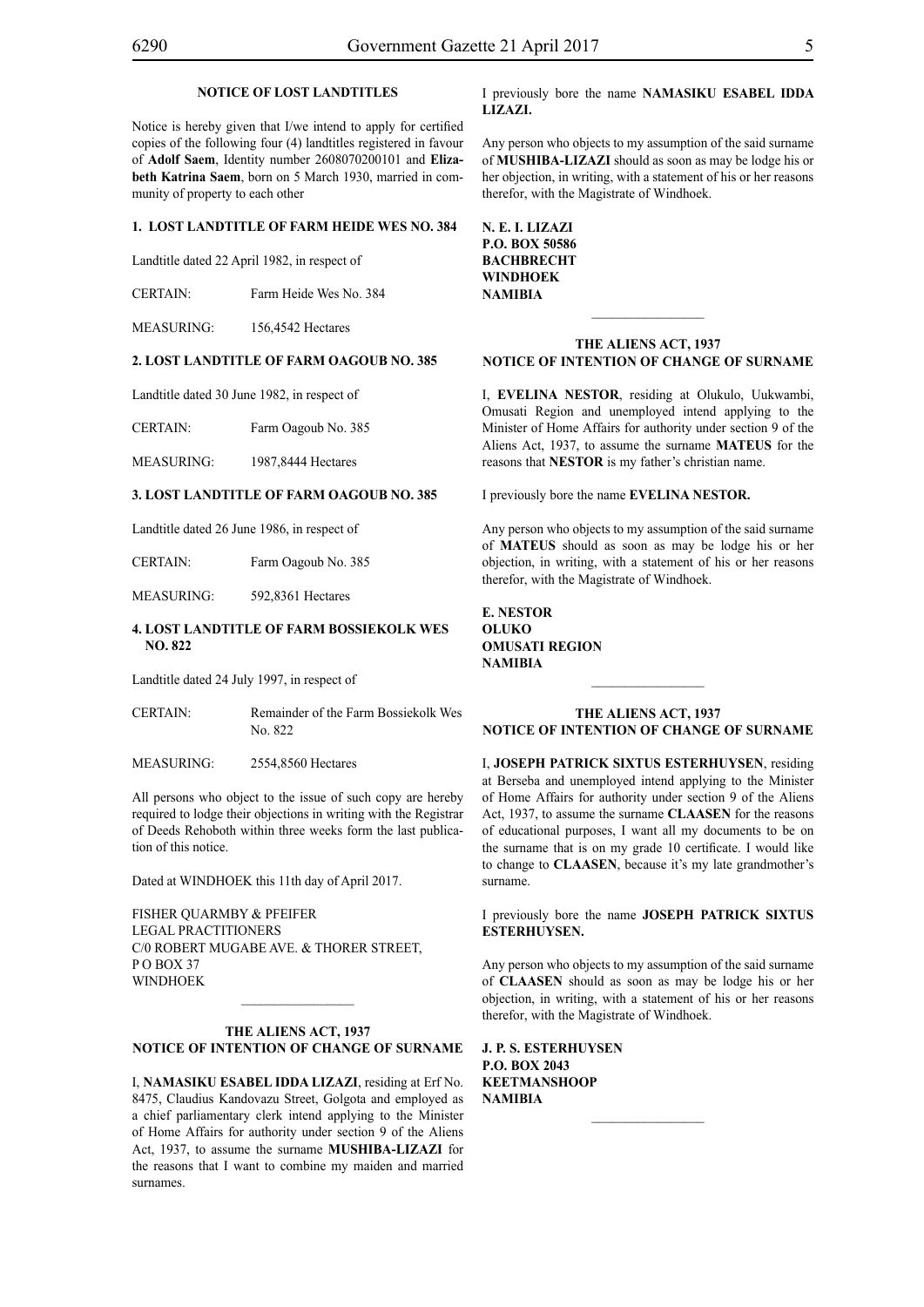## NOTICE OF LOST LANDTITLES

Notice is hereby given that I/we intend to apply for certified copies of the following four (4) landtitles registered in favour of **Adolf Saem**, Identity number 2608070200101 and **Elizabeth Katrina Saem**, born on 5 March 1930, married in community of property to each other

### 1. LOST LANDTITLE OF FARM HEIDE WES NO. 384

Landtitle dated 22 April 1982, in respect of

| | |
|---|---|
| CERTAIN: | Farm Heide Wes No. 384 |
| MEASURING: | 156,4542 Hectares |

### 2. LOST LANDTITLE OF FARM OAGOUB NO. 385

Landtitle dated 30 June 1982, in respect of

| | |
|---|---|
| CERTAIN: | Farm Oagoub No. 385 |
| MEASURING: | 1987,8444 Hectares |

### 3. LOST LANDTITLE OF FARM OAGOUB NO. 385

Landtitle dated 26 June 1986, in respect of

| | |
|---|---|
| CERTAIN: | Farm Oagoub No. 385 |
| MEASURING: | 592,8361 Hectares |

### 4. LOST LANDTITLE OF FARM BOSSIEKOLK WES NO. 822

Landtitle dated 24 July 1997, in respect of

| | |
|---|---|
| CERTAIN: | Remainder of the Farm Bossiekolk Wes No. 822 |
| MEASURING: | 2554,8560 Hectares |

All persons who object to the issue of such copy are hereby required to lodge their objections in writing with the Registrar of Deeds Rehoboth within three weeks form the last publication of this notice.

Dated at WINDHOEK this 11th day of April 2017.

FISHER QUARMBY & PFEIFER
LEGAL PRACTITIONERS
C/0 ROBERT MUGABE AVE. & THORER STREET,
P O BOX 37
WINDHOEK

---

## THE ALIENS ACT, 1937
## NOTICE OF INTENTION OF CHANGE OF SURNAME

I, **NAMASIKU ESABEL IDDA LIZAZI**, residing at Erf No. 8475, Claudius Kandovazu Street, Golgota and employed as a chief parliamentary clerk intend applying to the Minister of Home Affairs for authority under section 9 of the Aliens Act, 1937, to assume the surname **MUSHIBA-LIZAZI** for the reasons that I want to combine my maiden and married surnames.

I previously bore the name **NAMASIKU ESABEL IDDA LIZAZI.**

Any person who objects to my assumption of the said surname of **MUSHIBA-LIZAZI** should as soon as may be lodge his or her objection, in writing, with a statement of his or her reasons therefor, with the Magistrate of Windhoek.

**N. E. I. LIZAZI**
**P.O. BOX 50586**
**BACHBRECHT**
**WINDHOEK**
**NAMIBIA**

---

## THE ALIENS ACT, 1937
## NOTICE OF INTENTION OF CHANGE OF SURNAME

I, **EVELINA NESTOR**, residing at Olukulo, Uukwambi, Omusati Region and unemployed intend applying to the Minister of Home Affairs for authority under section 9 of the Aliens Act, 1937, to assume the surname **MATEUS** for the reasons that **NESTOR** is my father's christian name.

I previously bore the name **EVELINA NESTOR.**

Any person who objects to my assumption of the said surname of **MATEUS** should as soon as may be lodge his or her objection, in writing, with a statement of his or her reasons therefor, with the Magistrate of Windhoek.

**E. NESTOR**
**OLUKO**
**OMUSATI REGION**
**NAMIBIA**

---

## THE ALIENS ACT, 1937
## NOTICE OF INTENTION OF CHANGE OF SURNAME

I, **JOSEPH PATRICK SIXTUS ESTERHUYSEN**, residing at Berseba and unemployed intend applying to the Minister of Home Affairs for authority under section 9 of the Aliens Act, 1937, to assume the surname **CLAASEN** for the reasons of educational purposes, I want all my documents to be on the surname that is on my grade 10 certificate. I would like to change to **CLAASEN**, because it's my late grandmother's surname.

I previously bore the name **JOSEPH PATRICK SIXTUS ESTERHUYSEN.**

Any person who objects to my assumption of the said surname of **CLAASEN** should as soon as may be lodge his or her objection, in writing, with a statement of his or her reasons therefor, with the Magistrate of Windhoek.

**J. P. S. ESTERHUYSEN**
**P.O. BOX 2043**
**KEETMANSHOOP**
**NAMIBIA**